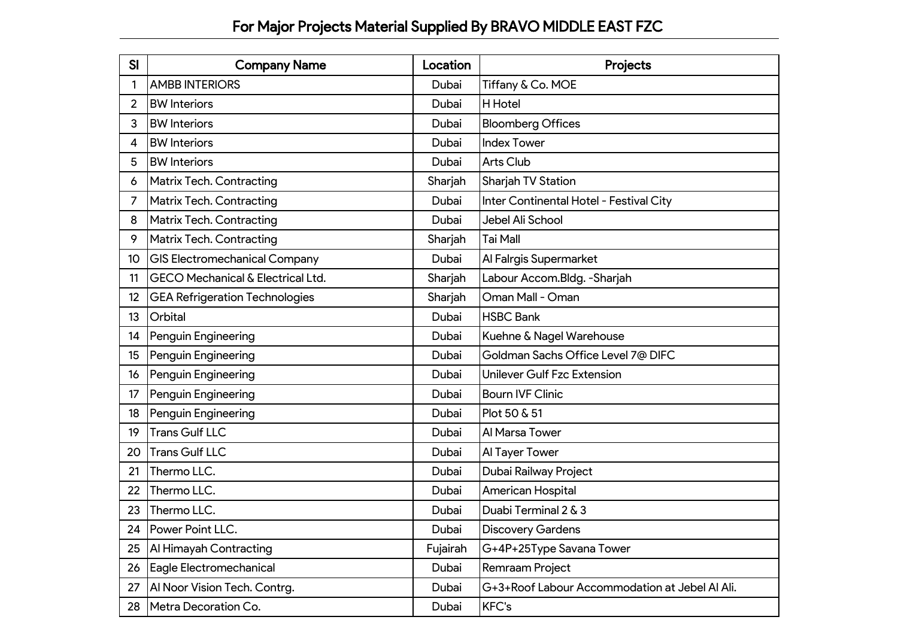# For Major Projects Material Supplied By BRAVO MIDDLE EAST FZC

| Sl | Company Name | Location | Projects |
|---|---|---|---|
| 1 | AMBB INTERIORS | Dubai | Tiffany & Co. MOE |
| 2 | BW Interiors | Dubai | H Hotel |
| 3 | BW Interiors | Dubai | Bloomberg Offices |
| 4 | BW Interiors | Dubai | Index Tower |
| 5 | BW Interiors | Dubai | Arts Club |
| 6 | Matrix Tech. Contracting | Sharjah | Sharjah TV Station |
| 7 | Matrix Tech. Contracting | Dubai | Inter Continental Hotel - Festival City |
| 8 | Matrix Tech. Contracting | Dubai | Jebel Ali School |
| 9 | Matrix Tech. Contracting | Sharjah | Tai Mall |
| 10 | GIS Electromechanical Company | Dubai | Al Falrgis Supermarket |
| 11 | GECO Mechanical & Electrical Ltd. | Sharjah | Labour Accom.Bldg. -Sharjah |
| 12 | GEA Refrigeration Technologies | Sharjah | Oman Mall - Oman |
| 13 | Orbital | Dubai | HSBC Bank |
| 14 | Penguin Engineering | Dubai | Kuehne & Nagel Warehouse |
| 15 | Penguin Engineering | Dubai | Goldman Sachs Office Level 7@ DIFC |
| 16 | Penguin Engineering | Dubai | Unilever Gulf Fzc Extension |
| 17 | Penguin Engineering | Dubai | Bourn IVF Clinic |
| 18 | Penguin Engineering | Dubai | Plot 50 & 51 |
| 19 | Trans Gulf LLC | Dubai | Al Marsa Tower |
| 20 | Trans Gulf LLC | Dubai | Al Tayer Tower |
| 21 | Thermo LLC. | Dubai | Dubai Railway Project |
| 22 | Thermo LLC. | Dubai | American Hospital |
| 23 | Thermo LLC. | Dubai | Duabi Terminal 2 & 3 |
| 24 | Power Point LLC. | Dubai | Discovery Gardens |
| 25 | Al Himayah Contracting | Fujairah | G+4P+25Type Savana Tower |
| 26 | Eagle Electromechanical | Dubai | Remraam Project |
| 27 | Al Noor Vision Tech. Contrg. | Dubai | G+3+Roof Labour Accommodation at Jebel Al Ali. |
| 28 | Metra Decoration Co. | Dubai | KFC's |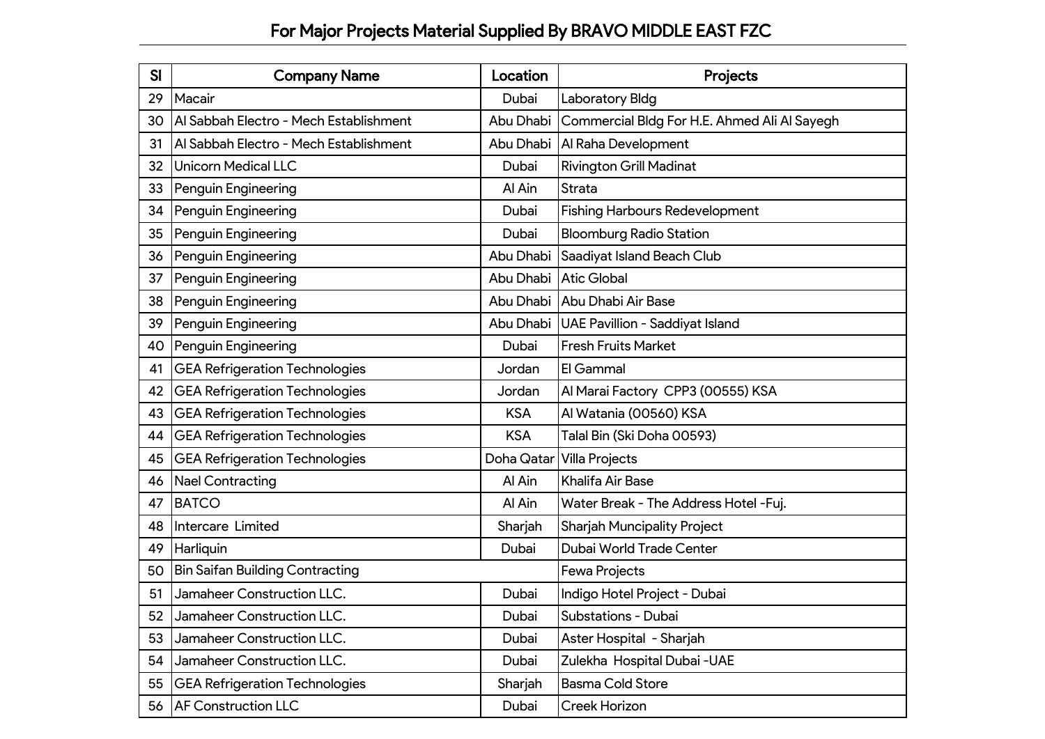## For Major Projects Material Supplied By BRAVO MIDDLE EAST FZC

| Sl | Company Name | Location | Projects |
|---|---|---|---|
| 29 | Macair | Dubai | Laboratory Bldg |
| 30 | Al Sabbah Electro - Mech Establishment | Abu Dhabi | Commercial Bldg For H.E. Ahmed Ali Al Sayegh |
| 31 | Al Sabbah Electro - Mech Establishment | Abu Dhabi | Al Raha Development |
| 32 | Unicorn Medical LLC | Dubai | Rivington Grill Madinat |
| 33 | Penguin Engineering | Al Ain | Strata |
| 34 | Penguin Engineering | Dubai | Fishing Harbours Redevelopment |
| 35 | Penguin Engineering | Dubai | Bloomburg Radio Station |
| 36 | Penguin Engineering | Abu Dhabi | Saadiyat Island Beach Club |
| 37 | Penguin Engineering | Abu Dhabi | Atic Global |
| 38 | Penguin Engineering | Abu Dhabi | Abu Dhabi Air Base |
| 39 | Penguin Engineering | Abu Dhabi | UAE Pavillion - Saddiyat Island |
| 40 | Penguin Engineering | Dubai | Fresh Fruits Market |
| 41 | GEA Refrigeration Technologies | Jordan | El Gammal |
| 42 | GEA Refrigeration Technologies | Jordan | Al Marai Factory CPP3 (00555) KSA |
| 43 | GEA Refrigeration Technologies | KSA | Al Watania (00560) KSA |
| 44 | GEA Refrigeration Technologies | KSA | Talal Bin (Ski Doha 00593) |
| 45 | GEA Refrigeration Technologies | Doha Qatar | Villa Projects |
| 46 | Nael Contracting | Al Ain | Khalifa Air Base |
| 47 | BATCO | Al Ain | Water Break - The Address Hotel -Fuj. |
| 48 | Intercare Limited | Sharjah | Sharjah Muncipality Project |
| 49 | Harliquin | Dubai | Dubai World Trade Center |
| 50 | Bin Saifan Building Contracting | | Fewa Projects |
| 51 | Jamaheer Construction LLC. | Dubai | Indigo Hotel Project - Dubai |
| 52 | Jamaheer Construction LLC. | Dubai | Substations - Dubai |
| 53 | Jamaheer Construction LLC. | Dubai | Aster Hospital - Sharjah |
| 54 | Jamaheer Construction LLC. | Dubai | Zulekha Hospital Dubai -UAE |
| 55 | GEA Refrigeration Technologies | Sharjah | Basma Cold Store |
| 56 | AF Construction LLC | Dubai | Creek Horizon |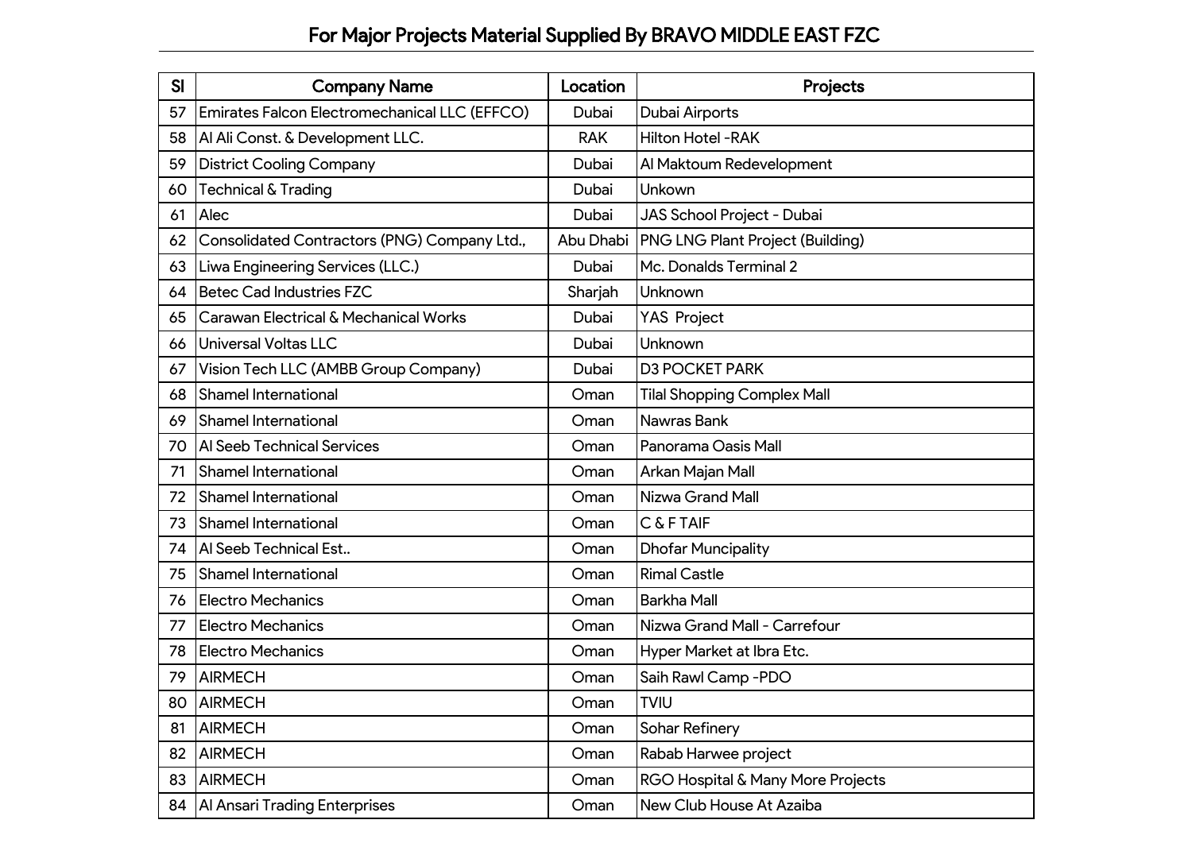# For Major Projects Material Supplied By BRAVO MIDDLE EAST FZC

| Sl | Company Name | Location | Projects |
|---|---|---|---|
| 57 | Emirates Falcon Electromechanical LLC (EFFCO) | Dubai | Dubai Airports |
| 58 | Al Ali Const. & Development LLC. | RAK | Hilton Hotel -RAK |
| 59 | District Cooling Company | Dubai | Al Maktoum Redevelopment |
| 60 | Technical & Trading | Dubai | Unkown |
| 61 | Alec | Dubai | JAS School Project - Dubai |
| 62 | Consolidated Contractors (PNG) Company Ltd., | Abu Dhabi | PNG LNG Plant Project (Building) |
| 63 | Liwa Engineering Services (LLC.) | Dubai | Mc. Donalds Terminal 2 |
| 64 | Betec Cad Industries FZC | Sharjah | Unknown |
| 65 | Carawan Electrical & Mechanical Works | Dubai | YAS Project |
| 66 | Universal Voltas LLC | Dubai | Unknown |
| 67 | Vision Tech LLC (AMBB Group Company) | Dubai | D3 POCKET PARK |
| 68 | Shamel International | Oman | Tilal Shopping Complex Mall |
| 69 | Shamel International | Oman | Nawras Bank |
| 70 | Al Seeb Technical Services | Oman | Panorama Oasis Mall |
| 71 | Shamel International | Oman | Arkan Majan Mall |
| 72 | Shamel International | Oman | Nizwa Grand Mall |
| 73 | Shamel International | Oman | C & F TAIF |
| 74 | Al Seeb Technical Est.. | Oman | Dhofar Muncipality |
| 75 | Shamel International | Oman | Rimal Castle |
| 76 | Electro Mechanics | Oman | Barkha Mall |
| 77 | Electro Mechanics | Oman | Nizwa Grand Mall - Carrefour |
| 78 | Electro Mechanics | Oman | Hyper Market at Ibra Etc. |
| 79 | AIRMECH | Oman | Saih Rawl Camp -PDO |
| 80 | AIRMECH | Oman | TVIU |
| 81 | AIRMECH | Oman | Sohar Refinery |
| 82 | AIRMECH | Oman | Rabab Harwee project |
| 83 | AIRMECH | Oman | RGO Hospital & Many More Projects |
| 84 | Al Ansari Trading Enterprises | Oman | New Club House At Azaiba |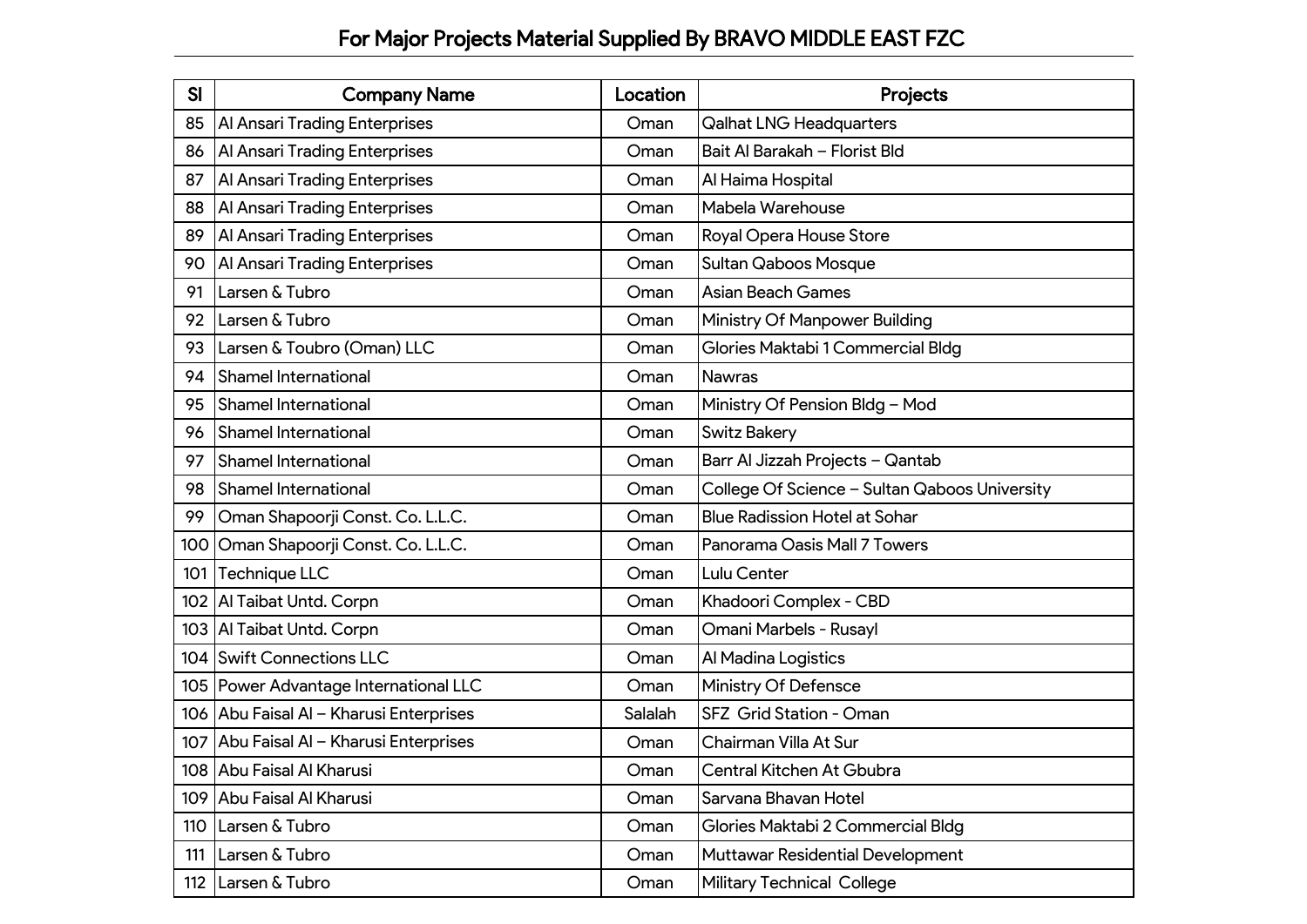## For Major Projects Material Supplied By BRAVO MIDDLE EAST FZC

| Sl | Company Name | Location | Projects |
|---|---|---|---|
| 85 | Al Ansari Trading Enterprises | Oman | Qalhat LNG Headquarters |
| 86 | Al Ansari Trading Enterprises | Oman | Bait Al Barakah – Florist Bld |
| 87 | Al Ansari Trading Enterprises | Oman | Al Haima Hospital |
| 88 | Al Ansari Trading Enterprises | Oman | Mabela Warehouse |
| 89 | Al Ansari Trading Enterprises | Oman | Royal Opera House Store |
| 90 | Al Ansari Trading Enterprises | Oman | Sultan Qaboos Mosque |
| 91 | Larsen & Tubro | Oman | Asian Beach Games |
| 92 | Larsen & Tubro | Oman | Ministry Of Manpower Building |
| 93 | Larsen & Toubro (Oman) LLC | Oman | Glories Maktabi 1 Commercial Bldg |
| 94 | Shamel International | Oman | Nawras |
| 95 | Shamel International | Oman | Ministry Of Pension Bldg – Mod |
| 96 | Shamel International | Oman | Switz Bakery |
| 97 | Shamel International | Oman | Barr Al Jizzah Projects – Qantab |
| 98 | Shamel International | Oman | College Of Science – Sultan Qaboos University |
| 99 | Oman Shapoorji Const. Co. L.L.C. | Oman | Blue Radission Hotel at Sohar |
| 100 | Oman Shapoorji Const. Co. L.L.C. | Oman | Panorama Oasis Mall 7 Towers |
| 101 | Technique LLC | Oman | Lulu Center |
| 102 | Al Taibat Untd. Corpn | Oman | Khadoori Complex - CBD |
| 103 | Al Taibat Untd. Corpn | Oman | Omani Marbels - Rusayl |
| 104 | Swift Connections LLC | Oman | Al Madina Logistics |
| 105 | Power Advantage International LLC | Oman | Ministry Of Defensce |
| 106 | Abu Faisal Al – Kharusi Enterprises | Salalah | SFZ Grid Station - Oman |
| 107 | Abu Faisal Al – Kharusi Enterprises | Oman | Chairman Villa At Sur |
| 108 | Abu Faisal Al Kharusi | Oman | Central Kitchen At Gbubra |
| 109 | Abu Faisal Al Kharusi | Oman | Sarvana Bhavan Hotel |
| 110 | Larsen & Tubro | Oman | Glories Maktabi 2 Commercial Bldg |
| 111 | Larsen & Tubro | Oman | Muttawar Residential Development |
| 112 | Larsen & Tubro | Oman | Military Technical College |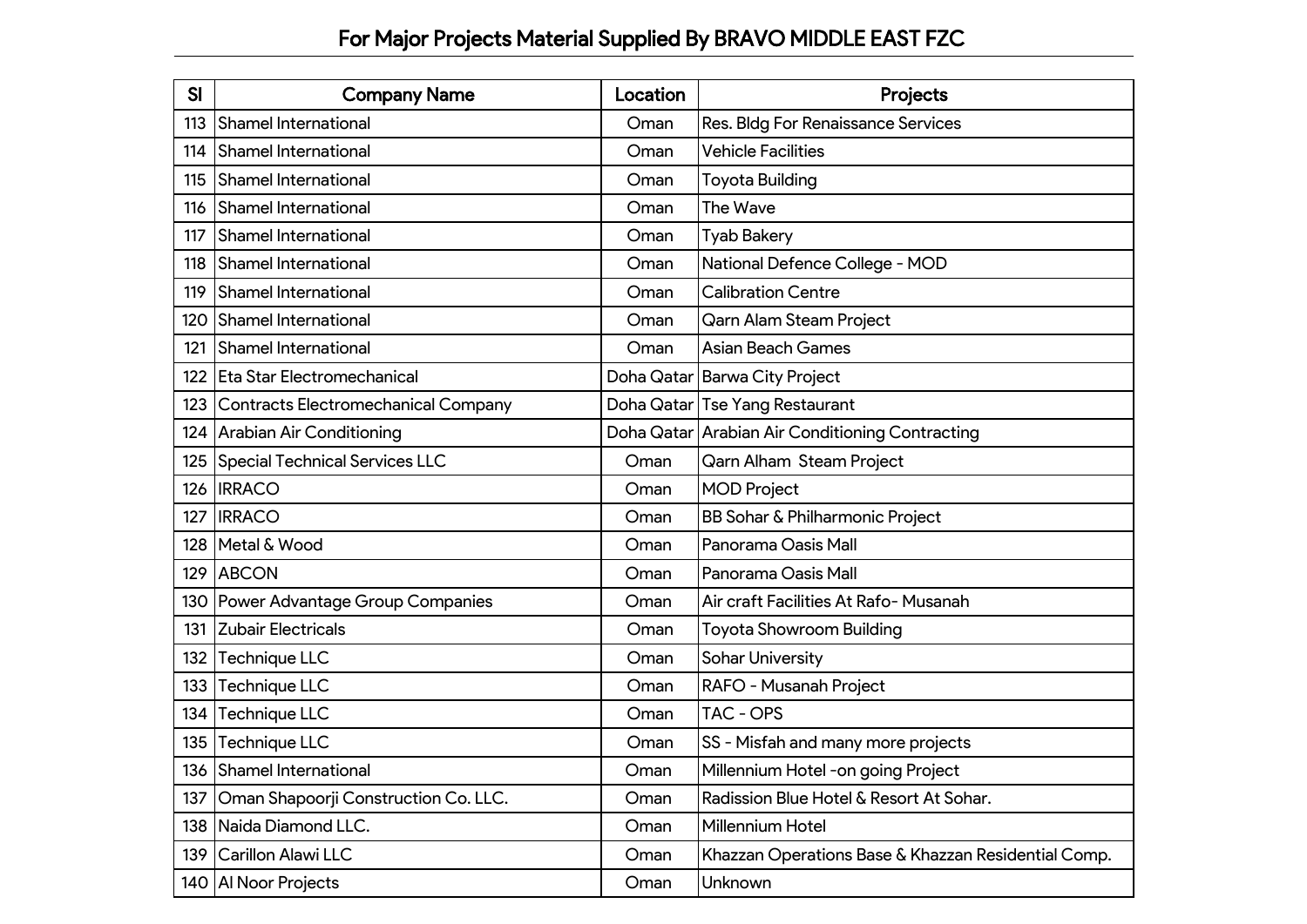## For Major Projects Material Supplied By BRAVO MIDDLE EAST FZC

| Sl | Company Name | Location | Projects |
|---|---|---|---|
| 113 | Shamel International | Oman | Res. Bldg For Renaissance Services |
| 114 | Shamel International | Oman | Vehicle Facilities |
| 115 | Shamel International | Oman | Toyota Building |
| 116 | Shamel International | Oman | The Wave |
| 117 | Shamel International | Oman | Tyab Bakery |
| 118 | Shamel International | Oman | National Defence College - MOD |
| 119 | Shamel International | Oman | Calibration Centre |
| 120 | Shamel International | Oman | Qarn Alam Steam Project |
| 121 | Shamel International | Oman | Asian Beach Games |
| 122 | Eta Star Electromechanical | Doha Qatar | Barwa City Project |
| 123 | Contracts Electromechanical Company | Doha Qatar | Tse Yang Restaurant |
| 124 | Arabian Air Conditioning | Doha Qatar | Arabian Air Conditioning Contracting |
| 125 | Special Technical Services LLC | Oman | Qarn Alham  Steam Project |
| 126 | IRRACO | Oman | MOD Project |
| 127 | IRRACO | Oman | BB Sohar & Philharmonic Project |
| 128 | Metal & Wood | Oman | Panorama Oasis Mall |
| 129 | ABCON | Oman | Panorama Oasis Mall |
| 130 | Power Advantage Group Companies | Oman | Air craft Facilities At Rafo- Musanah |
| 131 | Zubair Electricals | Oman | Toyota Showroom Building |
| 132 | Technique LLC | Oman | Sohar University |
| 133 | Technique LLC | Oman | RAFO - Musanah Project |
| 134 | Technique LLC | Oman | TAC - OPS |
| 135 | Technique LLC | Oman | SS - Misfah and many more projects |
| 136 | Shamel International | Oman | Millennium Hotel -on going Project |
| 137 | Oman Shapoorji Construction Co. LLC. | Oman | Radission Blue Hotel & Resort At Sohar. |
| 138 | Naida Diamond LLC. | Oman | Millennium Hotel |
| 139 | Carillon Alawi LLC | Oman | Khazzan Operations Base & Khazzan Residential Comp. |
| 140 | Al Noor Projects | Oman | Unknown |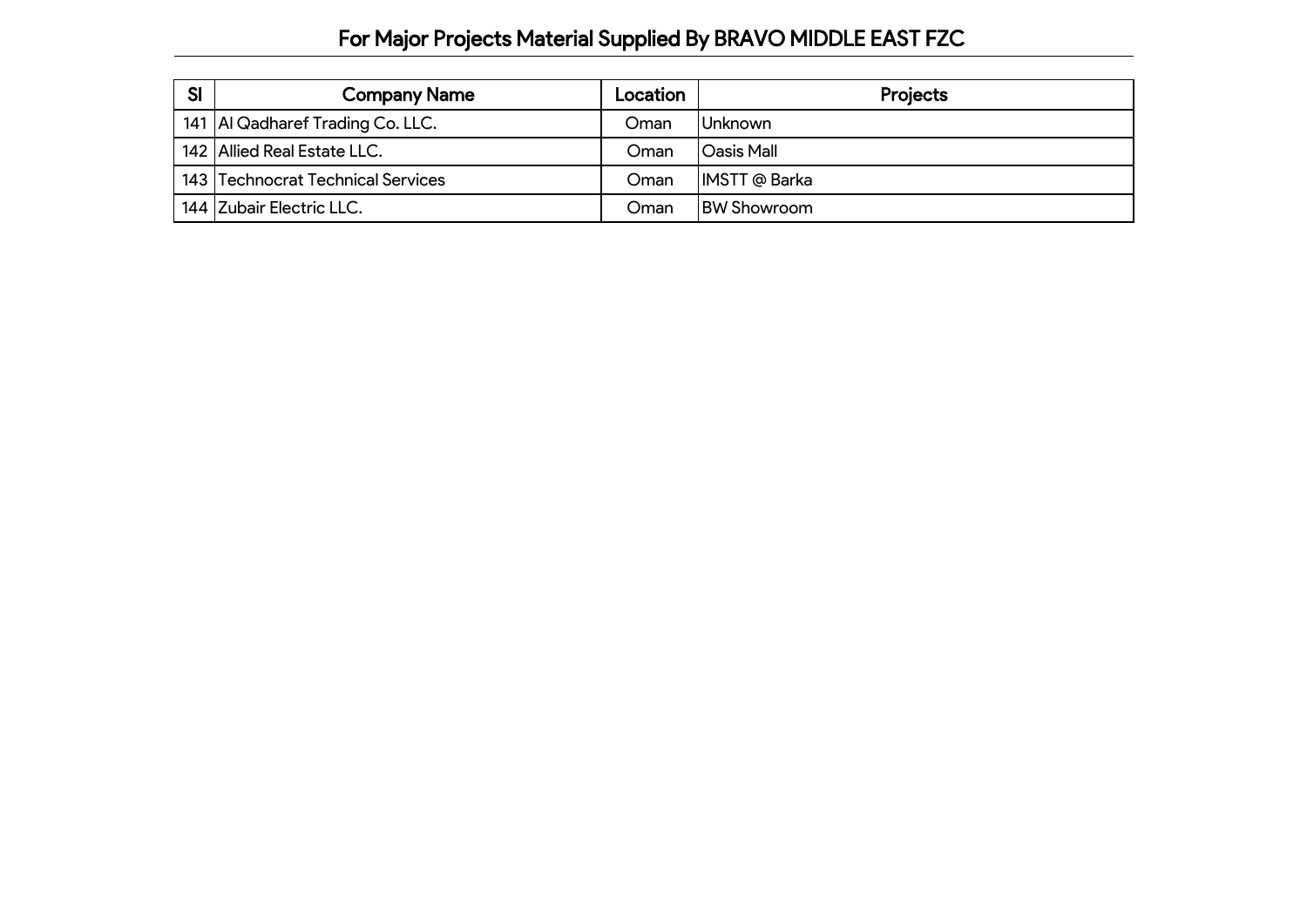# For Major Projects Material Supplied By BRAVO MIDDLE EAST FZC

| Sl | Company Name | Location | Projects |
|---|---|---|---|
| 141 | Al Qadharef Trading Co. LLC. | Oman | Unknown |
| 142 | Allied Real Estate LLC. | Oman | Oasis Mall |
| 143 | Technocrat Technical Services | Oman | IMSTT @ Barka |
| 144 | Zubair Electric LLC. | Oman | BW Showroom |